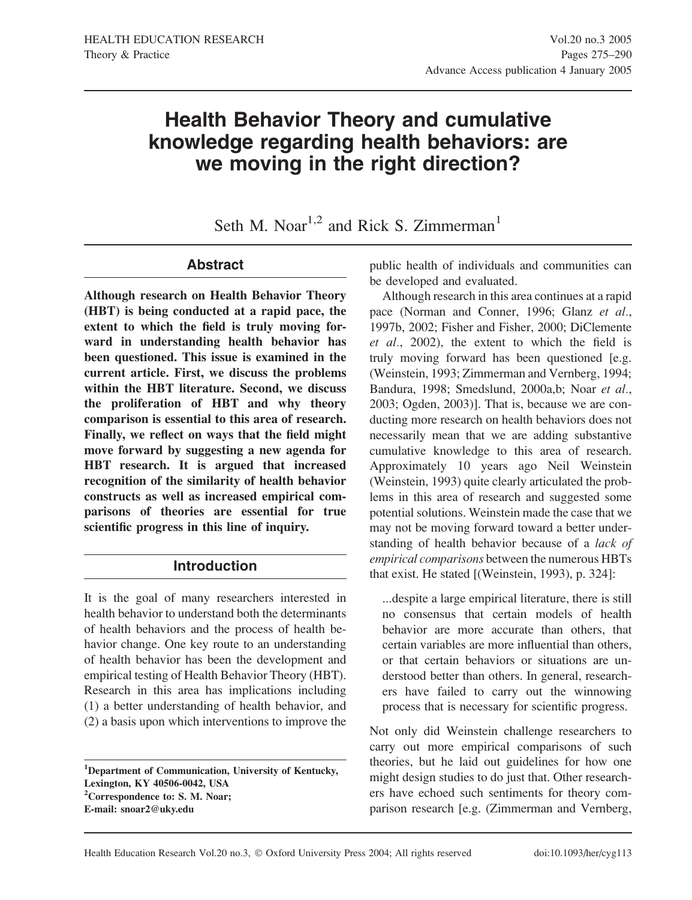# Health Behavior Theory and cumulative knowledge regarding health behaviors: are we moving in the right direction?

Seth M. Noar[1,2] and Rick S. Zimmerman[1]

## Abstract

**Although research on Health Behavior Theory (HBT) is being conducted at a rapid pace, the extent to which the field is truly moving forward in understanding health behavior has been questioned. This issue is examined in the current article. First, we discuss the problems within the HBT literature. Second, we discuss the proliferation of HBT and why theory comparison is essential to this area of research. Finally, we reflect on ways that the field might move forward by suggesting a new agenda for HBT research. It is argued that increased recognition of the similarity of health behavior constructs as well as increased empirical comparisons of theories are essential for true scientific progress in this line of inquiry.**

## Introduction

It is the goal of many researchers interested in health behavior to understand both the determinants of health behaviors and the process of health behavior change. One key route to an understanding of health behavior has been the development and empirical testing of Health Behavior Theory (HBT). Research in this area has implications including (1) a better understanding of health behavior, and (2) a basis upon which interventions to improve the public health of individuals and communities can be developed and evaluated.

Although research in this area continues at a rapid pace (Norman and Conner, 1996; Glanz *et al*., 1997b, 2002; Fisher and Fisher, 2000; DiClemente *et al*., 2002), the extent to which the field is truly moving forward has been questioned [e.g. (Weinstein, 1993; Zimmerman and Vernberg, 1994; Bandura, 1998; Smedslund, 2000a,b; Noar *et al*., 2003; Ogden, 2003)]. That is, because we are conducting more research on health behaviors does not necessarily mean that we are adding substantive cumulative knowledge to this area of research. Approximately 10 years ago Neil Weinstein (Weinstein, 1993) quite clearly articulated the problems in this area of research and suggested some potential solutions. Weinstein made the case that we may not be moving forward toward a better understanding of health behavior because of a *lack of empirical comparisons* between the numerous HBTs that exist. He stated [(Weinstein, 1993), p. 324]:

> ...despite a large empirical literature, there is still no consensus that certain models of health behavior are more accurate than others, that certain variables are more influential than others, or that certain behaviors or situations are understood better than others. In general, researchers have failed to carry out the winnowing process that is necessary for scientific progress.

Not only did Weinstein challenge researchers to carry out more empirical comparisons of such theories, but he laid out guidelines for how one might design studies to do just that. Other researchers have echoed such sentiments for theory comparison research [e.g. (Zimmerman and Vernberg,

[1]Department of Communication, University of Kentucky, Lexington, KY 40506-0042, USA
[2]Correspondence to: S. M. Noar;
E-mail: snoar2@uky.edu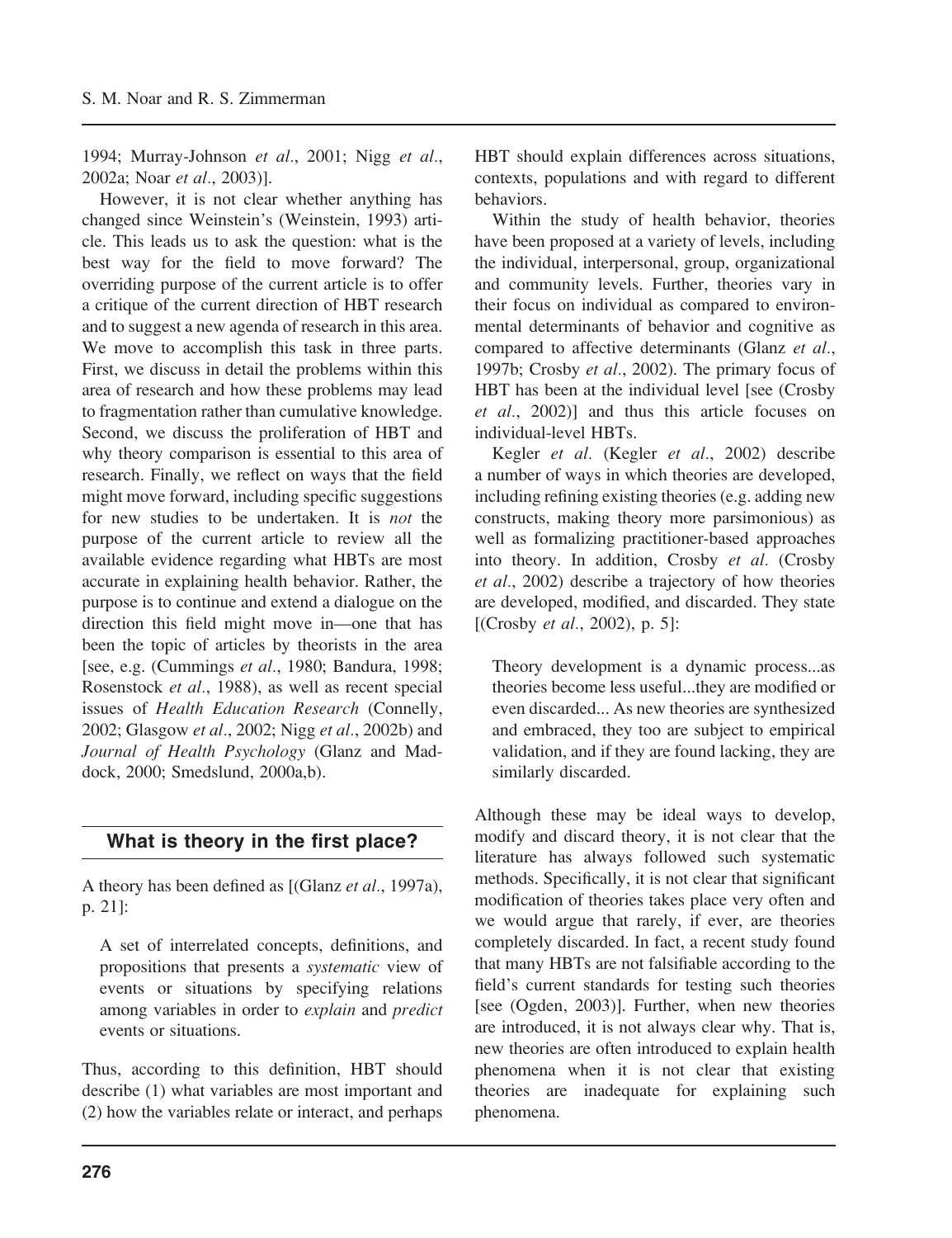1994; Murray-Johnson *et al*., 2001; Nigg *et al*., 2002a; Noar *et al*., 2003)].

However, it is not clear whether anything has changed since Weinstein's (Weinstein, 1993) article. This leads us to ask the question: what is the best way for the field to move forward? The overriding purpose of the current article is to offer a critique of the current direction of HBT research and to suggest a new agenda of research in this area. We move to accomplish this task in three parts. First, we discuss in detail the problems within this area of research and how these problems may lead to fragmentation rather than cumulative knowledge. Second, we discuss the proliferation of HBT and why theory comparison is essential to this area of research. Finally, we reflect on ways that the field might move forward, including specific suggestions for new studies to be undertaken. It is *not* the purpose of the current article to review all the available evidence regarding what HBTs are most accurate in explaining health behavior. Rather, the purpose is to continue and extend a dialogue on the direction this field might move in—one that has been the topic of articles by theorists in the area [see, e.g. (Cummings *et al*., 1980; Bandura, 1998; Rosenstock *et al*., 1988), as well as recent special issues of *Health Education Research* (Connelly, 2002; Glasgow *et al*., 2002; Nigg *et al*., 2002b) and *Journal of Health Psychology* (Glanz and Maddock, 2000; Smedslund, 2000a,b).

## What is theory in the first place?

A theory has been defined as [(Glanz *et al*., 1997a), p. 21]:

> A set of interrelated concepts, definitions, and propositions that presents a *systematic* view of events or situations by specifying relations among variables in order to *explain* and *predict* events or situations.

Thus, according to this definition, HBT should describe (1) what variables are most important and (2) how the variables relate or interact, and perhaps HBT should explain differences across situations, contexts, populations and with regard to different behaviors.

Within the study of health behavior, theories have been proposed at a variety of levels, including the individual, interpersonal, group, organizational and community levels. Further, theories vary in their focus on individual as compared to environmental determinants of behavior and cognitive as compared to affective determinants (Glanz *et al*., 1997b; Crosby *et al*., 2002). The primary focus of HBT has been at the individual level [see (Crosby *et al*., 2002)] and thus this article focuses on individual-level HBTs.

Kegler *et al.* (Kegler *et al*., 2002) describe a number of ways in which theories are developed, including refining existing theories (e.g. adding new constructs, making theory more parsimonious) as well as formalizing practitioner-based approaches into theory. In addition, Crosby *et al.* (Crosby *et al*., 2002) describe a trajectory of how theories are developed, modified, and discarded. They state [(Crosby *et al*., 2002), p. 5]:

> Theory development is a dynamic process...as theories become less useful...they are modified or even discarded... As new theories are synthesized and embraced, they too are subject to empirical validation, and if they are found lacking, they are similarly discarded.

Although these may be ideal ways to develop, modify and discard theory, it is not clear that the literature has always followed such systematic methods. Specifically, it is not clear that significant modification of theories takes place very often and we would argue that rarely, if ever, are theories completely discarded. In fact, a recent study found that many HBTs are not falsifiable according to the field's current standards for testing such theories [see (Ogden, 2003)]. Further, when new theories are introduced, it is not always clear why. That is, new theories are often introduced to explain health phenomena when it is not clear that existing theories are inadequate for explaining such phenomena.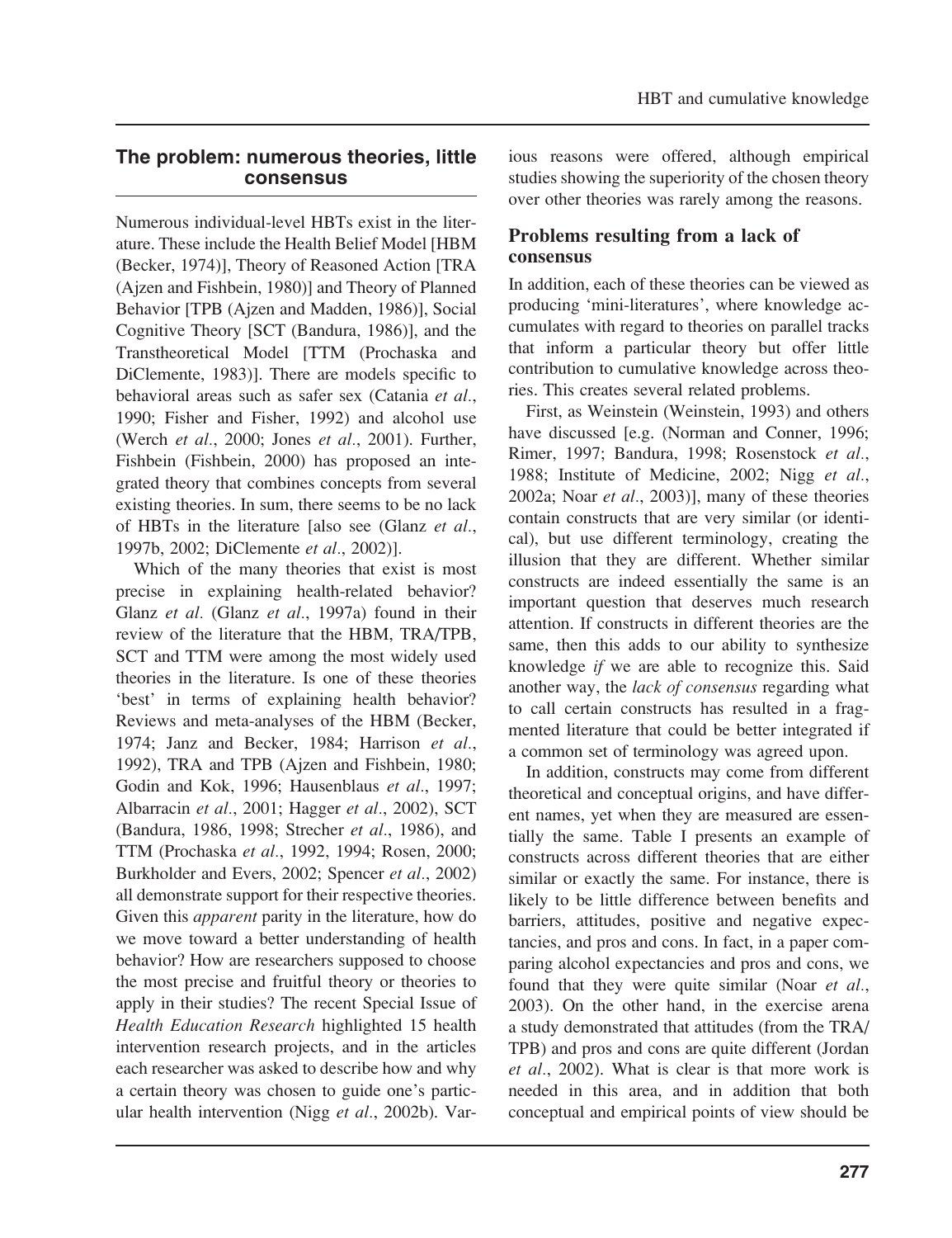## The problem: numerous theories, little consensus

Numerous individual-level HBTs exist in the literature. These include the Health Belief Model [HBM (Becker, 1974)], Theory of Reasoned Action [TRA (Ajzen and Fishbein, 1980)] and Theory of Planned Behavior [TPB (Ajzen and Madden, 1986)], Social Cognitive Theory [SCT (Bandura, 1986)], and the Transtheoretical Model [TTM (Prochaska and DiClemente, 1983)]. There are models specific to behavioral areas such as safer sex (Catania *et al*., 1990; Fisher and Fisher, 1992) and alcohol use (Werch *et al*., 2000; Jones *et al*., 2001). Further, Fishbein (Fishbein, 2000) has proposed an integrated theory that combines concepts from several existing theories. In sum, there seems to be no lack of HBTs in the literature [also see (Glanz *et al*., 1997b, 2002; DiClemente *et al*., 2002)].

Which of the many theories that exist is most precise in explaining health-related behavior? Glanz *et al*. (Glanz *et al*., 1997a) found in their review of the literature that the HBM, TRA/TPB, SCT and TTM were among the most widely used theories in the literature. Is one of these theories 'best' in terms of explaining health behavior? Reviews and meta-analyses of the HBM (Becker, 1974; Janz and Becker, 1984; Harrison *et al*., 1992), TRA and TPB (Ajzen and Fishbein, 1980; Godin and Kok, 1996; Hausenblaus *et al*., 1997; Albarracin *et al*., 2001; Hagger *et al*., 2002), SCT (Bandura, 1986, 1998; Strecher *et al*., 1986), and TTM (Prochaska *et al*., 1992, 1994; Rosen, 2000; Burkholder and Evers, 2002; Spencer *et al*., 2002) all demonstrate support for their respective theories. Given this *apparent* parity in the literature, how do we move toward a better understanding of health behavior? How are researchers supposed to choose the most precise and fruitful theory or theories to apply in their studies? The recent Special Issue of *Health Education Research* highlighted 15 health intervention research projects, and in the articles each researcher was asked to describe how and why a certain theory was chosen to guide one's particular health intervention (Nigg *et al*., 2002b). Various reasons were offered, although empirical studies showing the superiority of the chosen theory over other theories was rarely among the reasons.

### Problems resulting from a lack of consensus

In addition, each of these theories can be viewed as producing 'mini-literatures', where knowledge accumulates with regard to theories on parallel tracks that inform a particular theory but offer little contribution to cumulative knowledge across theories. This creates several related problems.

First, as Weinstein (Weinstein, 1993) and others have discussed [e.g. (Norman and Conner, 1996; Rimer, 1997; Bandura, 1998; Rosenstock *et al*., 1988; Institute of Medicine, 2002; Nigg *et al*., 2002a; Noar *et al*., 2003)], many of these theories contain constructs that are very similar (or identical), but use different terminology, creating the illusion that they are different. Whether similar constructs are indeed essentially the same is an important question that deserves much research attention. If constructs in different theories are the same, then this adds to our ability to synthesize knowledge *if* we are able to recognize this. Said another way, the *lack of consensus* regarding what to call certain constructs has resulted in a fragmented literature that could be better integrated if a common set of terminology was agreed upon.

In addition, constructs may come from different theoretical and conceptual origins, and have different names, yet when they are measured are essentially the same. Table I presents an example of constructs across different theories that are either similar or exactly the same. For instance, there is likely to be little difference between benefits and barriers, attitudes, positive and negative expectancies, and pros and cons. In fact, in a paper comparing alcohol expectancies and pros and cons, we found that they were quite similar (Noar *et al*., 2003). On the other hand, in the exercise arena a study demonstrated that attitudes (from the TRA/TPB) and pros and cons are quite different (Jordan *et al*., 2002). What is clear is that more work is needed in this area, and in addition that both conceptual and empirical points of view should be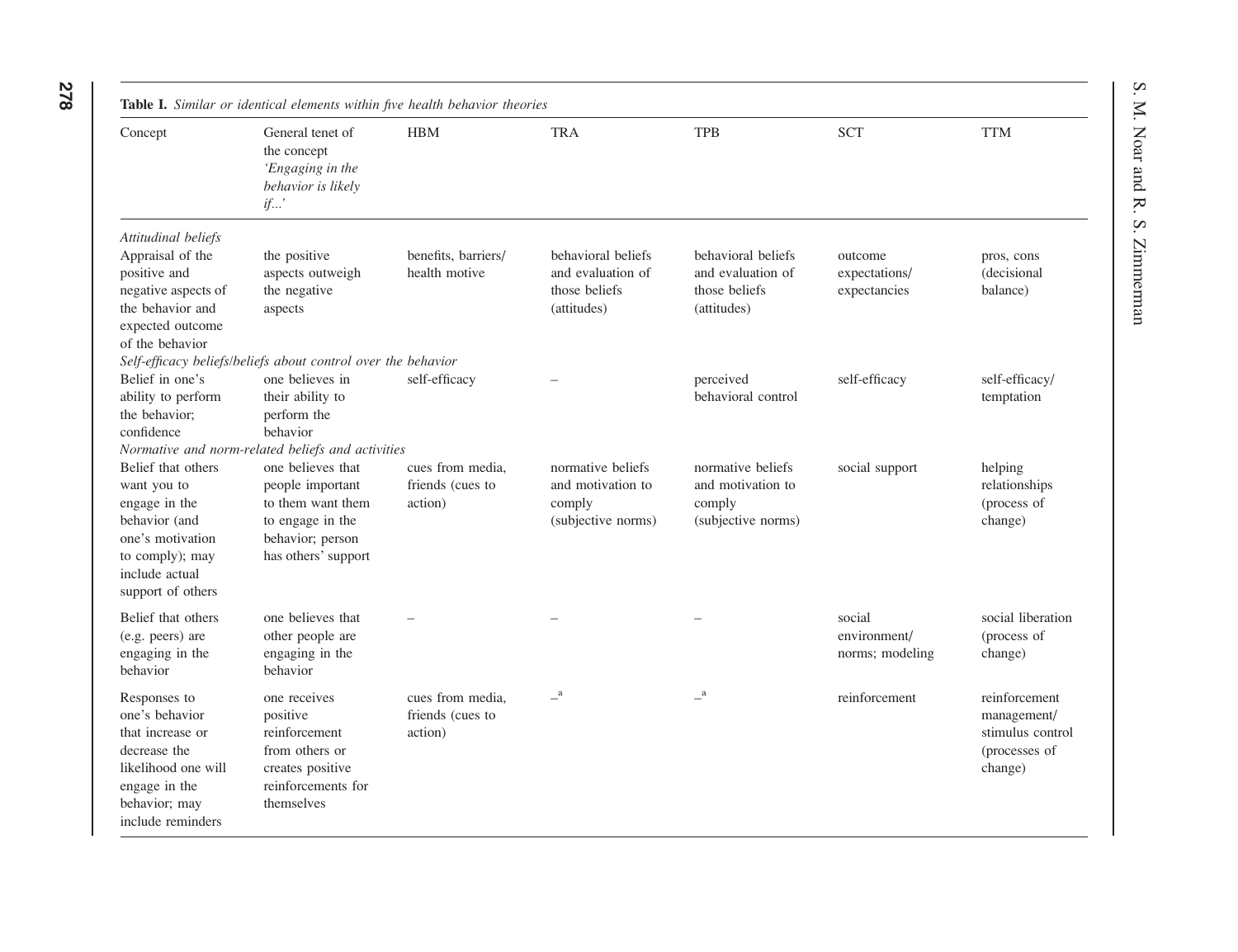**Table I.** *Similar or identical elements within five health behavior theories*

| Concept | General tenet of the concept *'Engaging in the behavior is likely if...'* | HBM | TRA | TPB | SCT | TTM |
|---|---|---|---|---|---|---|
| *Attitudinal beliefs* | | | | | | |
| Appraisal of the positive and negative aspects of the behavior and expected outcome of the behavior | the positive aspects outweigh the negative aspects | benefits, barriers/ health motive | behavioral beliefs and evaluation of those beliefs (attitudes) | behavioral beliefs and evaluation of those beliefs (attitudes) | outcome expectations/ expectancies | pros, cons (decisional balance) |
| *Self-efficacy beliefs/beliefs about control over the behavior* | | | | | | |
| Belief in one's ability to perform the behavior; confidence | one believes in their ability to perform the behavior | self-efficacy | – | perceived behavioral control | self-efficacy | self-efficacy/ temptation |
| *Normative and norm-related beliefs and activities* | | | | | | |
| Belief that others want you to engage in the behavior (and one's motivation to comply); may include actual support of others | one believes that people important to them want them to engage in the behavior; person has others' support | cues from media, friends (cues to action) | normative beliefs and motivation to comply (subjective norms) | normative beliefs and motivation to comply (subjective norms) | social support | helping relationships (process of change) |
| Belief that others (e.g. peers) are engaging in the behavior | one believes that other people are engaging in the behavior | – | – | – | social environment/ norms; modeling | social liberation (process of change) |
| Responses to one's behavior that increase or decrease the likelihood one will engage in the behavior; may include reminders | one receives positive reinforcement from others or creates positive reinforcements for themselves | cues from media, friends (cues to action) | –[a] | –[a] | reinforcement | reinforcement management/ stimulus control (processes of change) |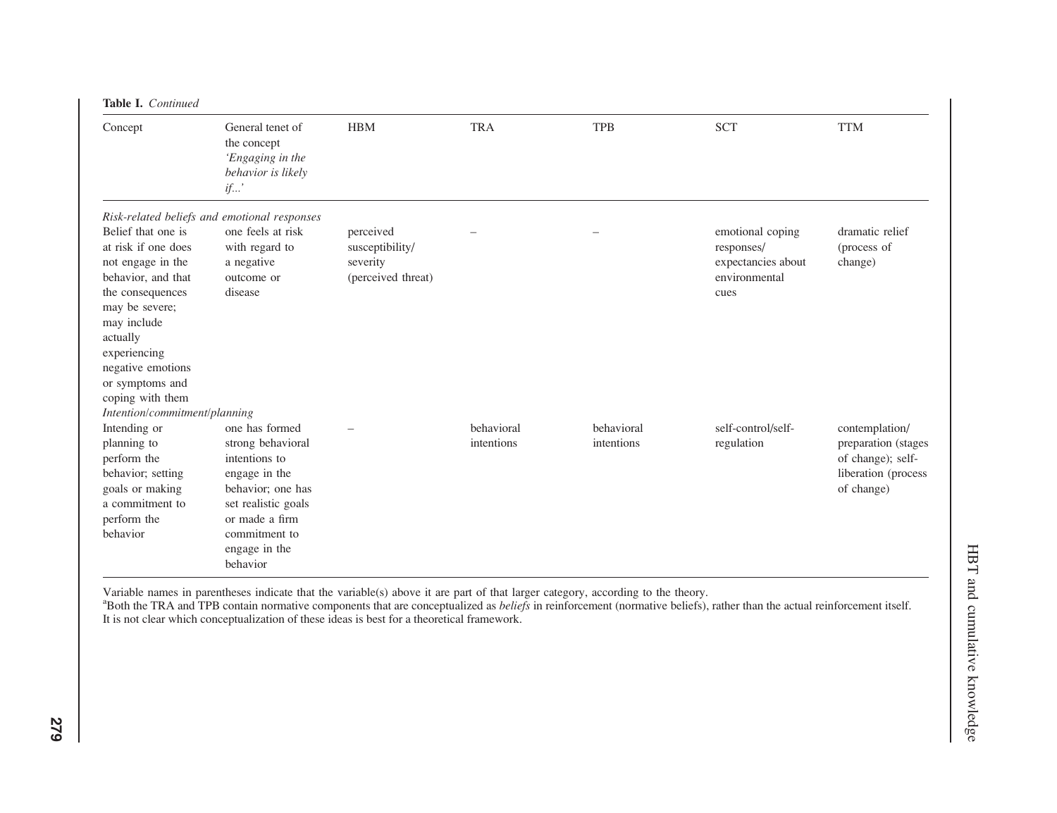**Table I.** *Continued*

| Concept | General tenet of the concept *'Engaging in the behavior is likely if...'* | HBM | TRA | TPB | SCT | TTM |
|---|---|---|---|---|---|---|
| *Risk-related beliefs and emotional responses* | | | | | | |
| Belief that one is at risk if one does not engage in the behavior, and that the consequences may be severe; may include actually experiencing negative emotions or symptoms and coping with them | one feels at risk with regard to a negative outcome or disease | perceived susceptibility/ severity (perceived threat) | – | – | emotional coping responses/ expectancies about environmental cues | dramatic relief (process of change) |
| *Intention/commitment/planning* | | | | | | |
| Intending or planning to perform the behavior; setting goals or making a commitment to perform the behavior | one has formed strong behavioral intentions to engage in the behavior; one has set realistic goals or made a firm commitment to engage in the behavior | – | behavioral intentions | behavioral intentions | self-control/self-regulation | contemplation/ preparation (stages of change); self-liberation (process of change) |

Variable names in parentheses indicate that the variable(s) above it are part of that larger category, according to the theory.

[a]Both the TRA and TPB contain normative components that are conceptualized as *beliefs* in reinforcement (normative beliefs), rather than the actual reinforcement itself. It is not clear which conceptualization of these ideas is best for a theoretical framework.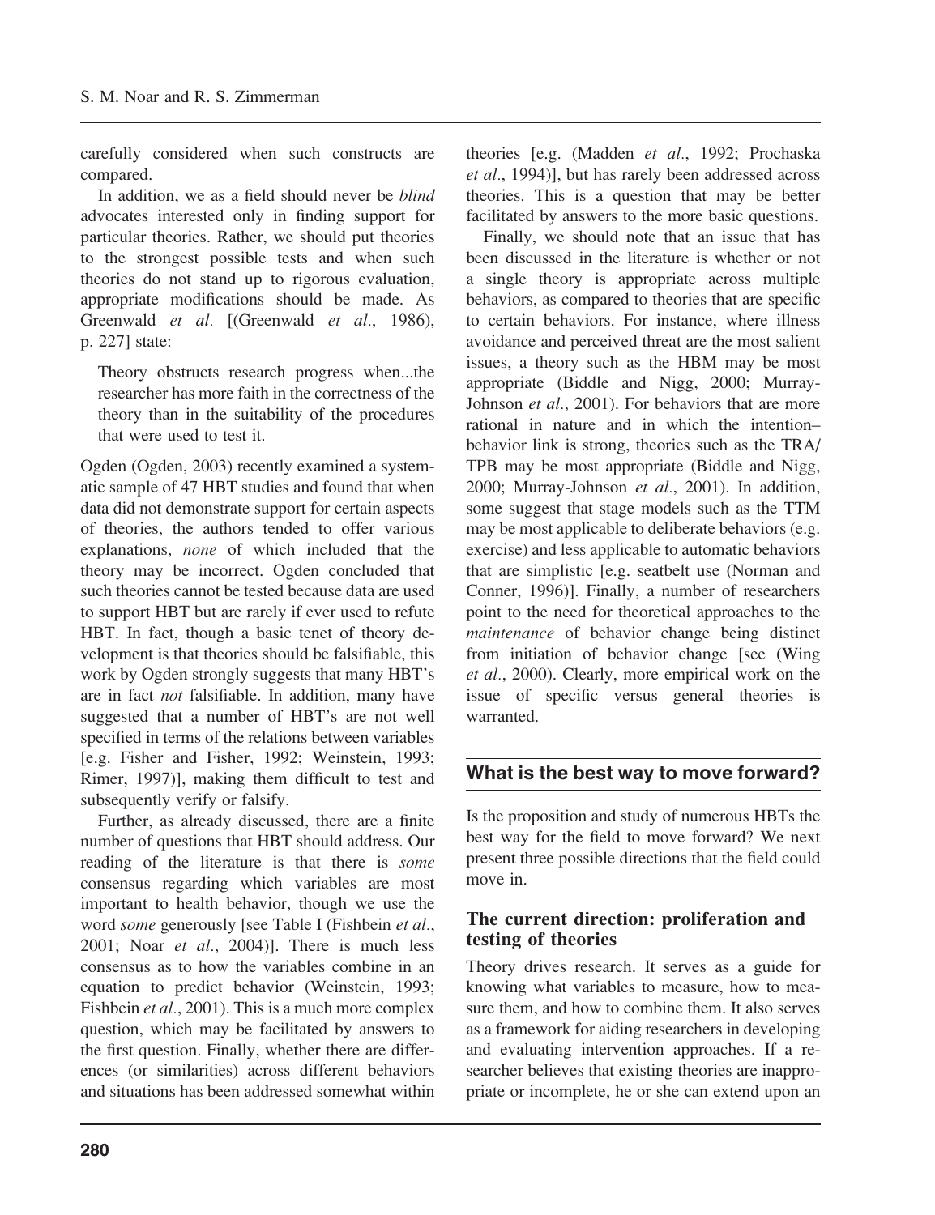carefully considered when such constructs are compared.

In addition, we as a field should never be *blind* advocates interested only in finding support for particular theories. Rather, we should put theories to the strongest possible tests and when such theories do not stand up to rigorous evaluation, appropriate modifications should be made. As Greenwald *et al.* [(Greenwald *et al*., 1986), p. 227] state:

> Theory obstructs research progress when...the researcher has more faith in the correctness of the theory than in the suitability of the procedures that were used to test it.

Ogden (Ogden, 2003) recently examined a systematic sample of 47 HBT studies and found that when data did not demonstrate support for certain aspects of theories, the authors tended to offer various explanations, *none* of which included that the theory may be incorrect. Ogden concluded that such theories cannot be tested because data are used to support HBT but are rarely if ever used to refute HBT. In fact, though a basic tenet of theory development is that theories should be falsifiable, this work by Ogden strongly suggests that many HBT's are in fact *not* falsifiable. In addition, many have suggested that a number of HBT's are not well specified in terms of the relations between variables [e.g. Fisher and Fisher, 1992; Weinstein, 1993; Rimer, 1997)], making them difficult to test and subsequently verify or falsify.

Further, as already discussed, there are a finite number of questions that HBT should address. Our reading of the literature is that there is *some* consensus regarding which variables are most important to health behavior, though we use the word *some* generously [see Table I (Fishbein *et al*., 2001; Noar *et al*., 2004)]. There is much less consensus as to how the variables combine in an equation to predict behavior (Weinstein, 1993; Fishbein *et al*., 2001). This is a much more complex question, which may be facilitated by answers to the first question. Finally, whether there are differences (or similarities) across different behaviors and situations has been addressed somewhat within theories [e.g. (Madden *et al*., 1992; Prochaska *et al*., 1994)], but has rarely been addressed across theories. This is a question that may be better facilitated by answers to the more basic questions.

Finally, we should note that an issue that has been discussed in the literature is whether or not a single theory is appropriate across multiple behaviors, as compared to theories that are specific to certain behaviors. For instance, where illness avoidance and perceived threat are the most salient issues, a theory such as the HBM may be most appropriate (Biddle and Nigg, 2000; Murray-Johnson *et al*., 2001). For behaviors that are more rational in nature and in which the intention–behavior link is strong, theories such as the TRA/TPB may be most appropriate (Biddle and Nigg, 2000; Murray-Johnson *et al*., 2001). In addition, some suggest that stage models such as the TTM may be most applicable to deliberate behaviors (e.g. exercise) and less applicable to automatic behaviors that are simplistic [e.g. seatbelt use (Norman and Conner, 1996)]. Finally, a number of researchers point to the need for theoretical approaches to the *maintenance* of behavior change being distinct from initiation of behavior change [see (Wing *et al*., 2000). Clearly, more empirical work on the issue of specific versus general theories is warranted.

## What is the best way to move forward?

Is the proposition and study of numerous HBTs the best way for the field to move forward? We next present three possible directions that the field could move in.

### The current direction: proliferation and testing of theories

Theory drives research. It serves as a guide for knowing what variables to measure, how to measure them, and how to combine them. It also serves as a framework for aiding researchers in developing and evaluating intervention approaches. If a researcher believes that existing theories are inappropriate or incomplete, he or she can extend upon an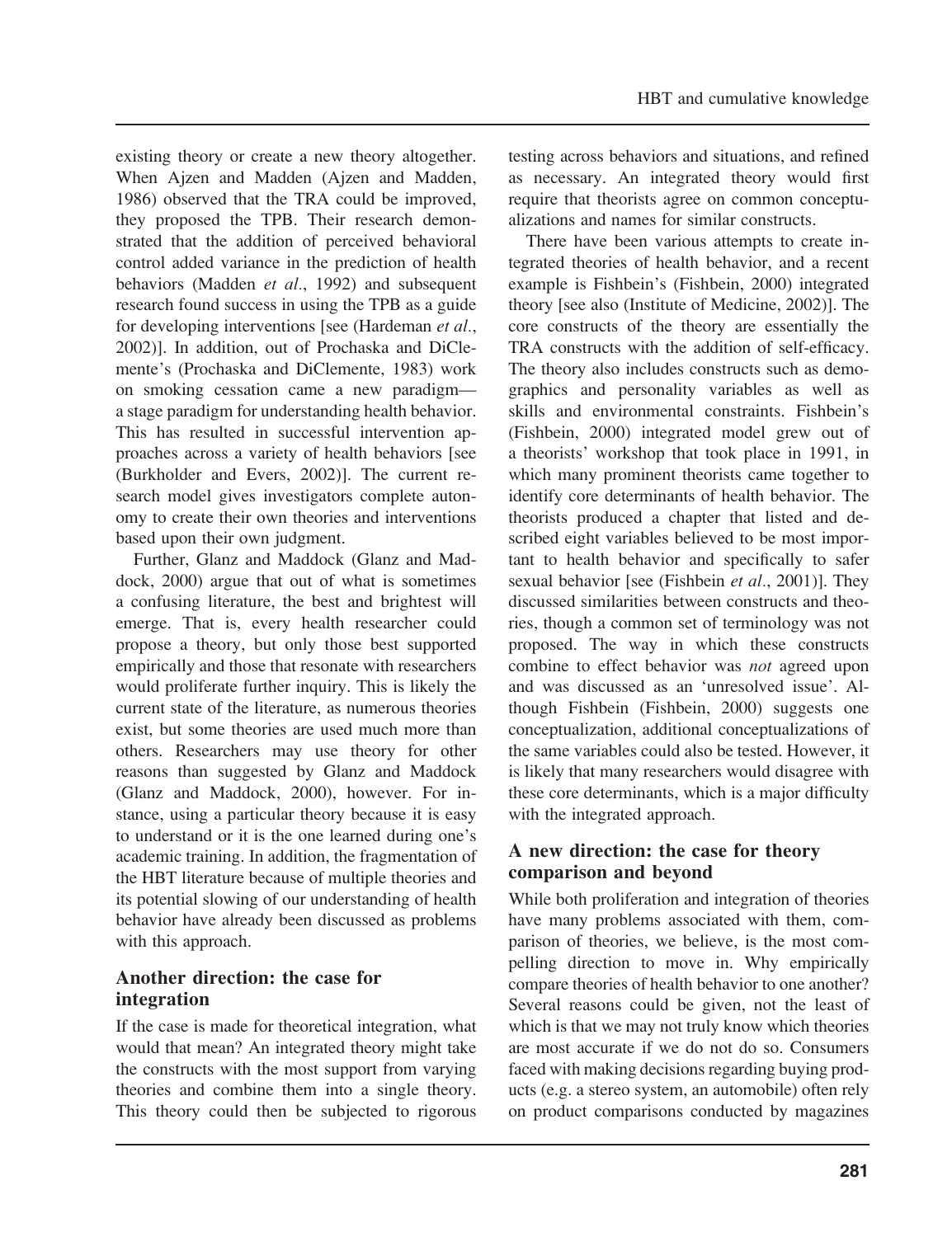existing theory or create a new theory altogether. When Ajzen and Madden (Ajzen and Madden, 1986) observed that the TRA could be improved, they proposed the TPB. Their research demonstrated that the addition of perceived behavioral control added variance in the prediction of health behaviors (Madden *et al*., 1992) and subsequent research found success in using the TPB as a guide for developing interventions [see (Hardeman *et al*., 2002)]. In addition, out of Prochaska and DiClemente's (Prochaska and DiClemente, 1983) work on smoking cessation came a new paradigm—a stage paradigm for understanding health behavior. This has resulted in successful intervention approaches across a variety of health behaviors [see (Burkholder and Evers, 2002)]. The current research model gives investigators complete autonomy to create their own theories and interventions based upon their own judgment.

Further, Glanz and Maddock (Glanz and Maddock, 2000) argue that out of what is sometimes a confusing literature, the best and brightest will emerge. That is, every health researcher could propose a theory, but only those best supported empirically and those that resonate with researchers would proliferate further inquiry. This is likely the current state of the literature, as numerous theories exist, but some theories are used much more than others. Researchers may use theory for other reasons than suggested by Glanz and Maddock (Glanz and Maddock, 2000), however. For instance, using a particular theory because it is easy to understand or it is the one learned during one's academic training. In addition, the fragmentation of the HBT literature because of multiple theories and its potential slowing of our understanding of health behavior have already been discussed as problems with this approach.

## Another direction: the case for integration

If the case is made for theoretical integration, what would that mean? An integrated theory might take the constructs with the most support from varying theories and combine them into a single theory. This theory could then be subjected to rigorous testing across behaviors and situations, and refined as necessary. An integrated theory would first require that theorists agree on common conceptualizations and names for similar constructs.

There have been various attempts to create integrated theories of health behavior, and a recent example is Fishbein's (Fishbein, 2000) integrated theory [see also (Institute of Medicine, 2002)]. The core constructs of the theory are essentially the TRA constructs with the addition of self-efficacy. The theory also includes constructs such as demographics and personality variables as well as skills and environmental constraints. Fishbein's (Fishbein, 2000) integrated model grew out of a theorists' workshop that took place in 1991, in which many prominent theorists came together to identify core determinants of health behavior. The theorists produced a chapter that listed and described eight variables believed to be most important to health behavior and specifically to safer sexual behavior [see (Fishbein *et al*., 2001)]. They discussed similarities between constructs and theories, though a common set of terminology was not proposed. The way in which these constructs combine to effect behavior was *not* agreed upon and was discussed as an 'unresolved issue'. Although Fishbein (Fishbein, 2000) suggests one conceptualization, additional conceptualizations of the same variables could also be tested. However, it is likely that many researchers would disagree with these core determinants, which is a major difficulty with the integrated approach.

## A new direction: the case for theory comparison and beyond

While both proliferation and integration of theories have many problems associated with them, comparison of theories, we believe, is the most compelling direction to move in. Why empirically compare theories of health behavior to one another? Several reasons could be given, not the least of which is that we may not truly know which theories are most accurate if we do not do so. Consumers faced with making decisions regarding buying products (e.g. a stereo system, an automobile) often rely on product comparisons conducted by magazines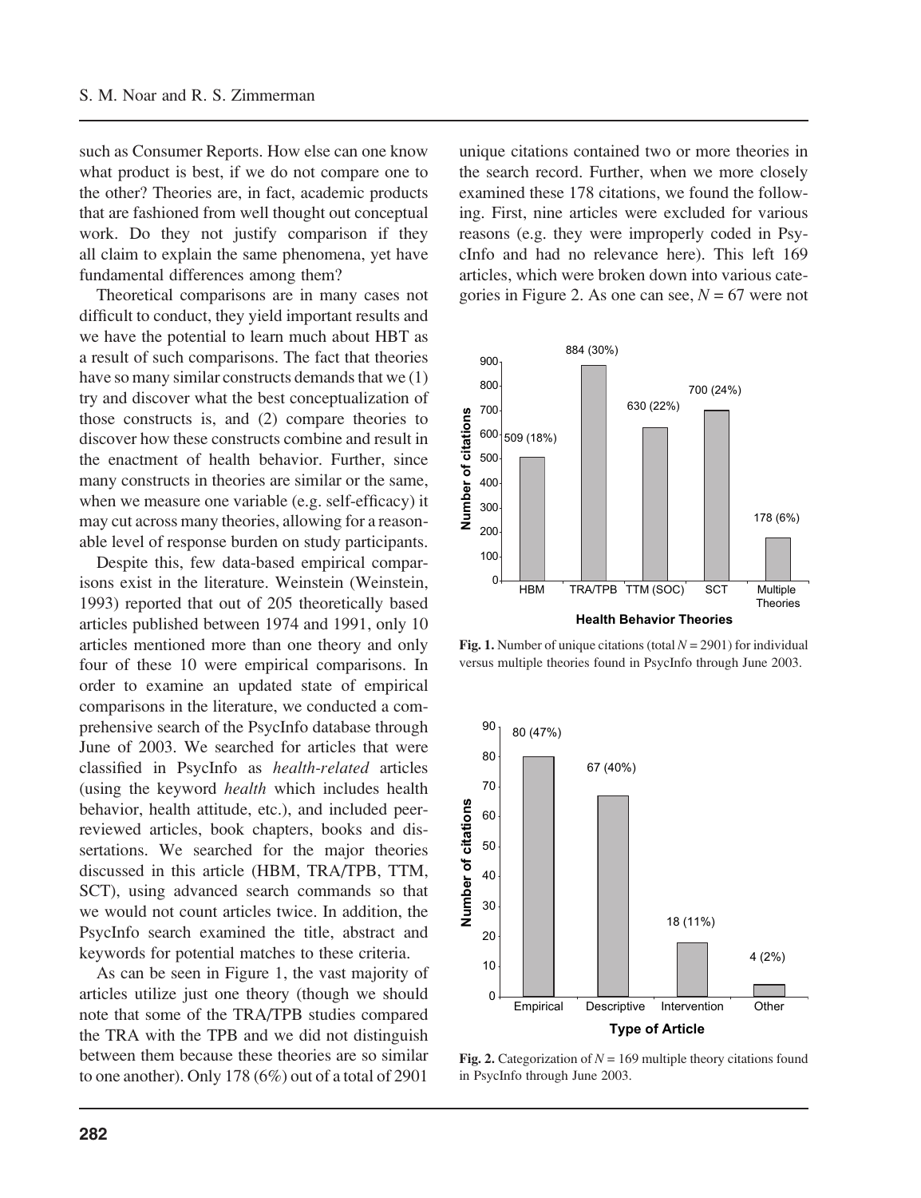such as Consumer Reports. How else can one know what product is best, if we do not compare one to the other? Theories are, in fact, academic products that are fashioned from well thought out conceptual work. Do they not justify comparison if they all claim to explain the same phenomena, yet have fundamental differences among them?

Theoretical comparisons are in many cases not difficult to conduct, they yield important results and we have the potential to learn much about HBT as a result of such comparisons. The fact that theories have so many similar constructs demands that we (1) try and discover what the best conceptualization of those constructs is, and (2) compare theories to discover how these constructs combine and result in the enactment of health behavior. Further, since many constructs in theories are similar or the same, when we measure one variable (e.g. self-efficacy) it may cut across many theories, allowing for a reasonable level of response burden on study participants.

Despite this, few data-based empirical comparisons exist in the literature. Weinstein (Weinstein, 1993) reported that out of 205 theoretically based articles published between 1974 and 1991, only 10 articles mentioned more than one theory and only four of these 10 were empirical comparisons. In order to examine an updated state of empirical comparisons in the literature, we conducted a comprehensive search of the PsycInfo database through June of 2003. We searched for articles that were classified in PsycInfo as *health-related* articles (using the keyword *health* which includes health behavior, health attitude, etc.), and included peer-reviewed articles, book chapters, books and dissertations. We searched for the major theories discussed in this article (HBM, TRA/TPB, TTM, SCT), using advanced search commands so that we would not count articles twice. In addition, the PsycInfo search examined the title, abstract and keywords for potential matches to these criteria.

As can be seen in Figure 1, the vast majority of articles utilize just one theory (though we should note that some of the TRA/TPB studies compared the TRA with the TPB and we did not distinguish between them because these theories are so similar to one another). Only 178 (6%) out of a total of 2901 unique citations contained two or more theories in the search record. Further, when we more closely examined these 178 citations, we found the following. First, nine articles were excluded for various reasons (e.g. they were improperly coded in PsycInfo and had no relevance here). This left 169 articles, which were broken down into various categories in Figure 2. As one can see, $N = 67$ were not

| Health Behavior Theories | Number of citations |
|---|---|
| HBM | 509 (18%) |
| TRA/TPB | 884 (30%) |
| TTM (SOC) | 630 (22%) |
| SCT | 700 (24%) |
| Multiple Theories | 178 (6%) |

**Fig. 1.** Number of unique citations (total $N = 2901$) for individual versus multiple theories found in PsycInfo through June 2003.

| Type of Article | Number of citations |
|---|---|
| Empirical | 80 (47%) |
| Descriptive | 67 (40%) |
| Intervention | 18 (11%) |
| Other | 4 (2%) |

**Fig. 2.** Categorization of $N = 169$ multiple theory citations found in PsycInfo through June 2003.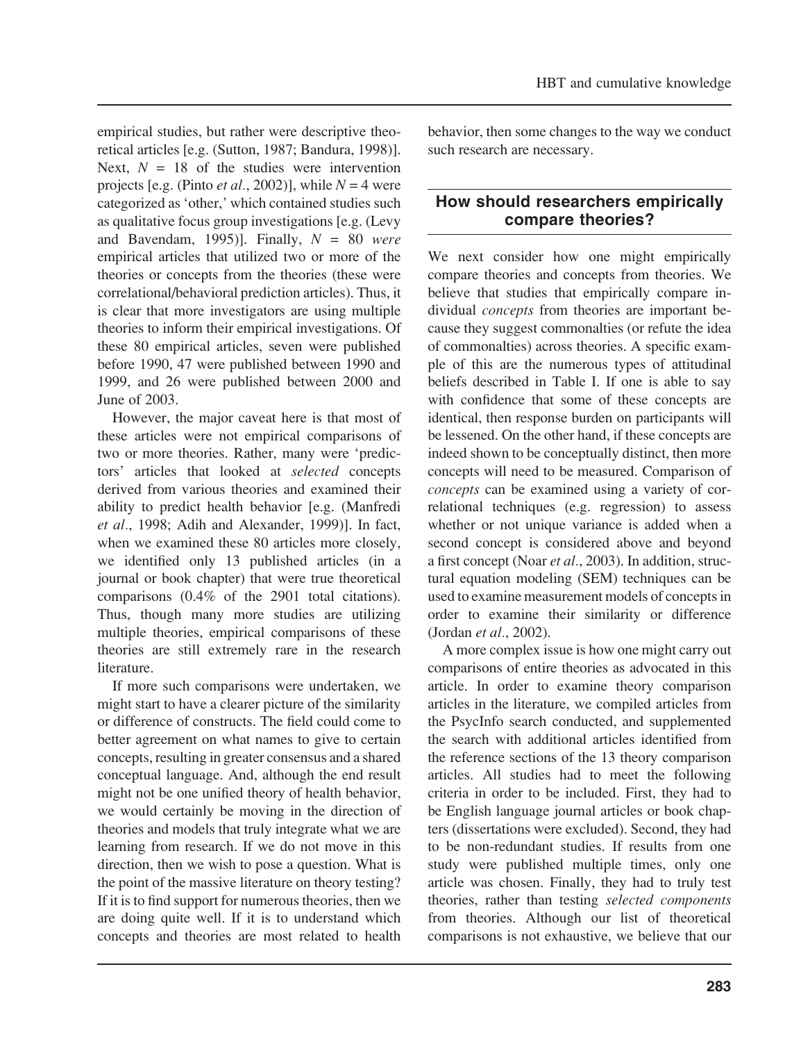empirical studies, but rather were descriptive theoretical articles [e.g. (Sutton, 1987; Bandura, 1998)]. Next, $N = 18$ of the studies were intervention projects [e.g. (Pinto *et al*., 2002)], while $N = 4$ were categorized as 'other,' which contained studies such as qualitative focus group investigations [e.g. (Levy and Bavendam, 1995)]. Finally, $N = 80$ *were* empirical articles that utilized two or more of the theories or concepts from the theories (these were correlational/behavioral prediction articles). Thus, it is clear that more investigators are using multiple theories to inform their empirical investigations. Of these 80 empirical articles, seven were published before 1990, 47 were published between 1990 and 1999, and 26 were published between 2000 and June of 2003.

However, the major caveat here is that most of these articles were not empirical comparisons of two or more theories. Rather, many were 'predictors' articles that looked at *selected* concepts derived from various theories and examined their ability to predict health behavior [e.g. (Manfredi *et al*., 1998; Adih and Alexander, 1999)]. In fact, when we examined these 80 articles more closely, we identified only 13 published articles (in a journal or book chapter) that were true theoretical comparisons (0.4% of the 2901 total citations). Thus, though many more studies are utilizing multiple theories, empirical comparisons of these theories are still extremely rare in the research literature.

If more such comparisons were undertaken, we might start to have a clearer picture of the similarity or difference of constructs. The field could come to better agreement on what names to give to certain concepts, resulting in greater consensus and a shared conceptual language. And, although the end result might not be one unified theory of health behavior, we would certainly be moving in the direction of theories and models that truly integrate what we are learning from research. If we do not move in this direction, then we wish to pose a question. What is the point of the massive literature on theory testing? If it is to find support for numerous theories, then we are doing quite well. If it is to understand which concepts and theories are most related to health behavior, then some changes to the way we conduct such research are necessary.

## How should researchers empirically compare theories?

We next consider how one might empirically compare theories and concepts from theories. We believe that studies that empirically compare individual *concepts* from theories are important because they suggest commonalties (or refute the idea of commonalties) across theories. A specific example of this are the numerous types of attitudinal beliefs described in Table I. If one is able to say with confidence that some of these concepts are identical, then response burden on participants will be lessened. On the other hand, if these concepts are indeed shown to be conceptually distinct, then more concepts will need to be measured. Comparison of *concepts* can be examined using a variety of correlational techniques (e.g. regression) to assess whether or not unique variance is added when a second concept is considered above and beyond a first concept (Noar *et al*., 2003). In addition, structural equation modeling (SEM) techniques can be used to examine measurement models of concepts in order to examine their similarity or difference (Jordan *et al*., 2002).

A more complex issue is how one might carry out comparisons of entire theories as advocated in this article. In order to examine theory comparison articles in the literature, we compiled articles from the PsycInfo search conducted, and supplemented the search with additional articles identified from the reference sections of the 13 theory comparison articles. All studies had to meet the following criteria in order to be included. First, they had to be English language journal articles or book chapters (dissertations were excluded). Second, they had to be non-redundant studies. If results from one study were published multiple times, only one article was chosen. Finally, they had to truly test theories, rather than testing *selected components* from theories. Although our list of theoretical comparisons is not exhaustive, we believe that our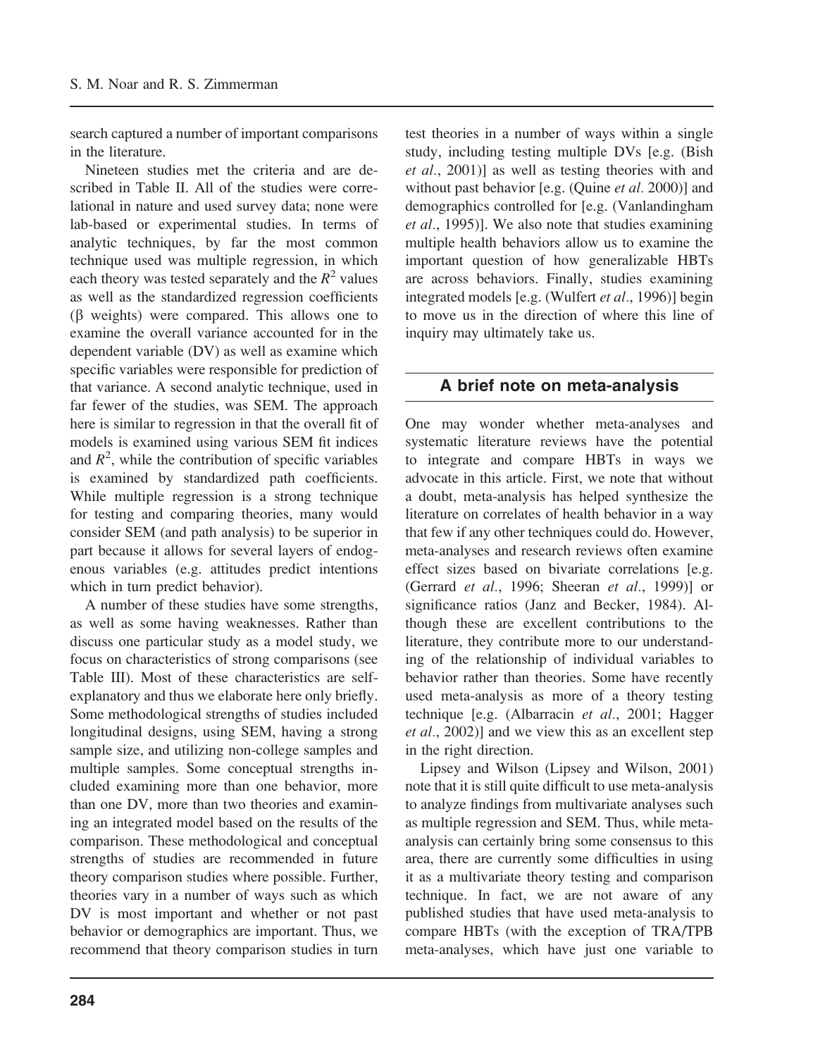search captured a number of important comparisons in the literature.

Nineteen studies met the criteria and are described in Table II. All of the studies were correlational in nature and used survey data; none were lab-based or experimental studies. In terms of analytic techniques, by far the most common technique used was multiple regression, in which each theory was tested separately and the $R^2$ values as well as the standardized regression coefficients ($\beta$ weights) were compared. This allows one to examine the overall variance accounted for in the dependent variable (DV) as well as examine which specific variables were responsible for prediction of that variance. A second analytic technique, used in far fewer of the studies, was SEM. The approach here is similar to regression in that the overall fit of models is examined using various SEM fit indices and $R^2$, while the contribution of specific variables is examined by standardized path coefficients. While multiple regression is a strong technique for testing and comparing theories, many would consider SEM (and path analysis) to be superior in part because it allows for several layers of endogenous variables (e.g. attitudes predict intentions which in turn predict behavior).

A number of these studies have some strengths, as well as some having weaknesses. Rather than discuss one particular study as a model study, we focus on characteristics of strong comparisons (see Table III). Most of these characteristics are self-explanatory and thus we elaborate here only briefly. Some methodological strengths of studies included longitudinal designs, using SEM, having a strong sample size, and utilizing non-college samples and multiple samples. Some conceptual strengths included examining more than one behavior, more than one DV, more than two theories and examining an integrated model based on the results of the comparison. These methodological and conceptual strengths of studies are recommended in future theory comparison studies where possible. Further, theories vary in a number of ways such as which DV is most important and whether or not past behavior or demographics are important. Thus, we recommend that theory comparison studies in turn test theories in a number of ways within a single study, including testing multiple DVs [e.g. (Bish *et al*., 2001)] as well as testing theories with and without past behavior [e.g. (Quine *et al*. 2000)] and demographics controlled for [e.g. (Vanlandingham *et al*., 1995)]. We also note that studies examining multiple health behaviors allow us to examine the important question of how generalizable HBTs are across behaviors. Finally, studies examining integrated models [e.g. (Wulfert *et al*., 1996)] begin to move us in the direction of where this line of inquiry may ultimately take us.

## A brief note on meta-analysis

One may wonder whether meta-analyses and systematic literature reviews have the potential to integrate and compare HBTs in ways we advocate in this article. First, we note that without a doubt, meta-analysis has helped synthesize the literature on correlates of health behavior in a way that few if any other techniques could do. However, meta-analyses and research reviews often examine effect sizes based on bivariate correlations [e.g. (Gerrard *et al*., 1996; Sheeran *et al*., 1999)] or significance ratios (Janz and Becker, 1984). Although these are excellent contributions to the literature, they contribute more to our understanding of the relationship of individual variables to behavior rather than theories. Some have recently used meta-analysis as more of a theory testing technique [e.g. (Albarracin *et al*., 2001; Hagger *et al*., 2002)] and we view this as an excellent step in the right direction.

Lipsey and Wilson (Lipsey and Wilson, 2001) note that it is still quite difficult to use meta-analysis to analyze findings from multivariate analyses such as multiple regression and SEM. Thus, while meta-analysis can certainly bring some consensus to this area, there are currently some difficulties in using it as a multivariate theory testing and comparison technique. In fact, we are not aware of any published studies that have used meta-analysis to compare HBTs (with the exception of TRA/TPB meta-analyses, which have just one variable to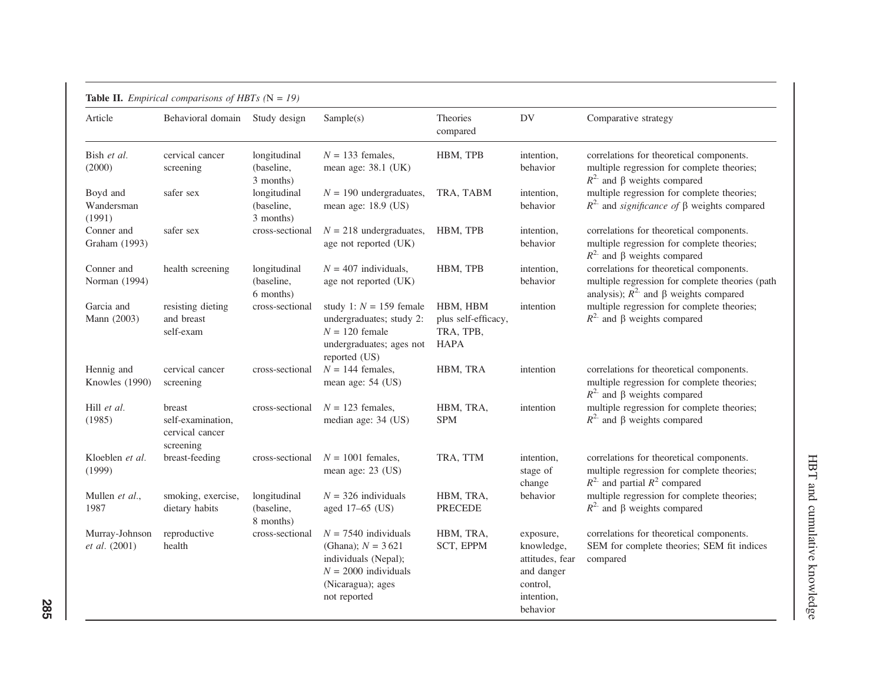**Table II.** *Empirical comparisons of HBTs (*N *= 19)*

| Article | Behavioral domain | Study design | Sample(s) | Theories compared | DV | Comparative strategy |
|---|---|---|---|---|---|---|
| Bish *et al.* (2000) | cervical cancer screening | longitudinal (baseline, 3 months) | $N = 133$ females, mean age: 38.1 (UK) | HBM, TPB | intention, behavior | correlations for theoretical components. multiple regression for complete theories; $R^2$ and β weights compared |
| Boyd and Wandersman (1991) | safer sex | longitudinal (baseline, 3 months) | $N = 190$ undergraduates, mean age: 18.9 (US) | TRA, TABM | intention, behavior | multiple regression for complete theories; $R^2$ and *significance of* β weights compared |
| Conner and Graham (1993) | safer sex | cross-sectional | $N = 218$ undergraduates, age not reported (UK) | HBM, TPB | intention, behavior | correlations for theoretical components. multiple regression for complete theories; $R^2$ and β weights compared |
| Conner and Norman (1994) | health screening | longitudinal (baseline, 6 months) | $N = 407$ individuals, age not reported (UK) | HBM, TPB | intention, behavior | correlations for theoretical components. multiple regression for complete theories (path analysis); $R^2$ and β weights compared |
| Garcia and Mann (2003) | resisting dieting and breast self-exam | cross-sectional | study 1: $N = 159$ female undergraduates; study 2: $N = 120$ female undergraduates; ages not reported (US) | HBM, HBM plus self-efficacy, TRA, TPB, HAPA | intention | multiple regression for complete theories; $R^2$ and β weights compared |
| Hennig and Knowles (1990) | cervical cancer screening | cross-sectional | $N = 144$ females, mean age: 54 (US) | HBM, TRA | intention | correlations for theoretical components. multiple regression for complete theories; $R^2$ and β weights compared |
| Hill *et al.* (1985) | breast self-examination, cervical cancer screening | cross-sectional | $N = 123$ females, median age: 34 (US) | HBM, TRA, SPM | intention | multiple regression for complete theories; $R^2$ and β weights compared |
| Kloeblen *et al.* (1999) | breast-feeding | cross-sectional | $N = 1001$ females, mean age: 23 (US) | TRA, TTM | intention, stage of change | correlations for theoretical components. multiple regression for complete theories; $R^2$ and partial $R^2$ compared |
| Mullen *et al.*, 1987 | smoking, exercise, dietary habits | longitudinal (baseline, 8 months) | $N = 326$ individuals aged 17–65 (US) | HBM, TRA, PRECEDE | behavior | multiple regression for complete theories; $R^2$ and β weights compared |
| Murray-Johnson *et al.* (2001) | reproductive health | cross-sectional | $N = 7540$ individuals (Ghana); $N = 3621$ individuals (Nepal); $N = 2000$ individuals (Nicaragua); ages not reported | HBM, TRA, SCT, EPPM | exposure, knowledge, attitudes, fear and danger control, intention, behavior | correlations for theoretical components. SEM for complete theories; SEM fit indices compared |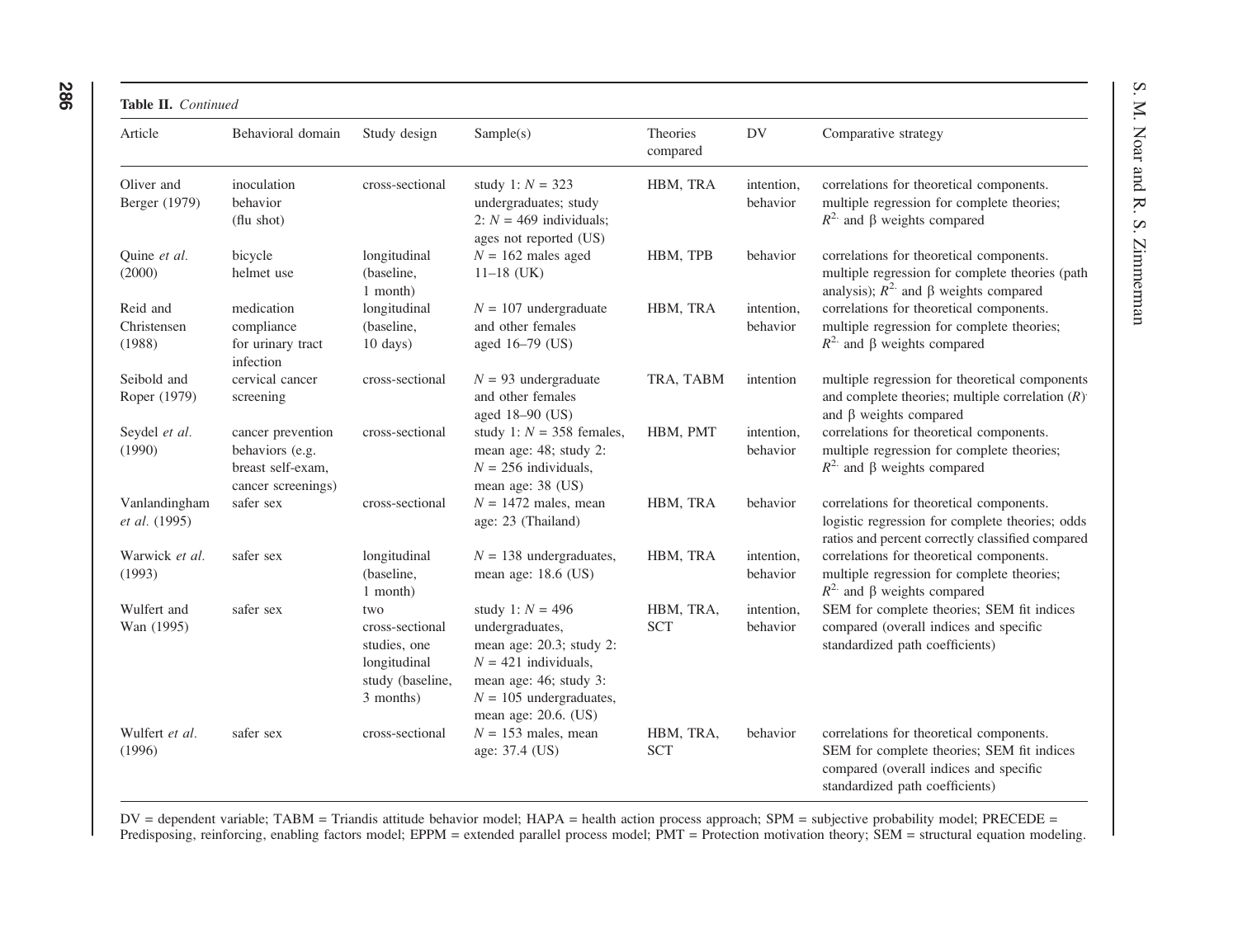**Table II.** *Continued*

| Article | Behavioral domain | Study design | Sample(s) | Theories compared | DV | Comparative strategy |
|---|---|---|---|---|---|---|
| Oliver and Berger (1979) | inoculation behavior (flu shot) | cross-sectional | study 1: $N = 323$ undergraduates; study 2: $N = 469$ individuals; ages not reported (US) | HBM, TRA | intention, behavior | correlations for theoretical components. multiple regression for complete theories; $R^2$ and β weights compared |
| Quine *et al.* (2000) | bicycle helmet use | longitudinal (baseline, 1 month) | $N = 162$ males aged 11–18 (UK) | HBM, TPB | behavior | correlations for theoretical components. multiple regression for complete theories (path analysis); $R^2$ and β weights compared |
| Reid and Christensen (1988) | medication compliance for urinary tract infection | longitudinal (baseline, 10 days) | $N = 107$ undergraduate and other females aged 16–79 (US) | HBM, TRA | intention, behavior | correlations for theoretical components. multiple regression for complete theories; $R^2$ and β weights compared |
| Seibold and Roper (1979) | cervical cancer screening | cross-sectional | $N = 93$ undergraduate and other females aged 18–90 (US) | TRA, TABM | intention | multiple regression for theoretical components and complete theories; multiple correlation ($R$) and β weights compared |
| Seydel *et al.* (1990) | cancer prevention behaviors (e.g. breast self-exam, cancer screenings) | cross-sectional | study 1: $N = 358$ females, mean age: 48; study 2: $N = 256$ individuals, mean age: 38 (US) | HBM, PMT | intention, behavior | correlations for theoretical components. multiple regression for complete theories; $R^2$ and β weights compared |
| Vanlandingham *et al.* (1995) | safer sex | cross-sectional | $N = 1472$ males, mean age: 23 (Thailand) | HBM, TRA | behavior | correlations for theoretical components. logistic regression for complete theories; odds ratios and percent correctly classified compared |
| Warwick *et al.* (1993) | safer sex | longitudinal (baseline, 1 month) | $N = 138$ undergraduates, mean age: 18.6 (US) | HBM, TRA | intention, behavior | correlations for theoretical components. multiple regression for complete theories; $R^2$ and β weights compared |
| Wulfert and Wan (1995) | safer sex | two cross-sectional studies, one longitudinal study (baseline, 3 months) | study 1: $N = 496$ undergraduates, mean age: 20.3; study 2: $N = 421$ individuals, mean age: 46; study 3: $N = 105$ undergraduates, mean age: 20.6. (US) | HBM, TRA, SCT | intention, behavior | SEM for complete theories; SEM fit indices compared (overall indices and specific standardized path coefficients) |
| Wulfert *et al.* (1996) | safer sex | cross-sectional | $N = 153$ males, mean age: 37.4 (US) | HBM, TRA, SCT | behavior | correlations for theoretical components. SEM for complete theories; SEM fit indices compared (overall indices and specific standardized path coefficients) |

DV = dependent variable; TABM = Triandis attitude behavior model; HAPA = health action process approach; SPM = subjective probability model; PRECEDE = Predisposing, reinforcing, enabling factors model; EPPM = extended parallel process model; PMT = Protection motivation theory; SEM = structural equation modeling.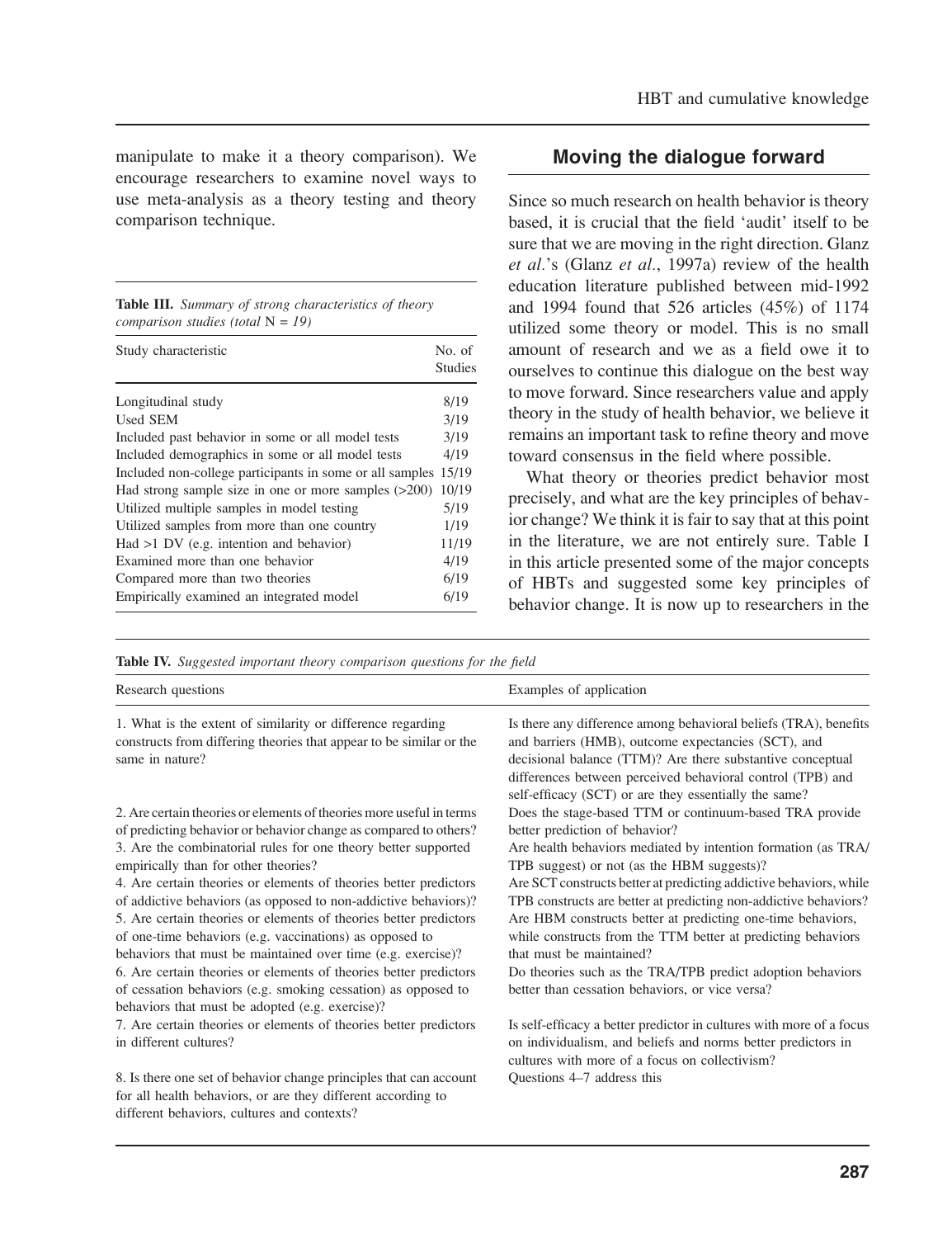manipulate to make it a theory comparison). We encourage researchers to examine novel ways to use meta-analysis as a theory testing and theory comparison technique.

**Table III.** *Summary of strong characteristics of theory comparison studies (total* N *= 19)*

| Study characteristic | No. of Studies |
|---|---|
| Longitudinal study | 8/19 |
| Used SEM | 3/19 |
| Included past behavior in some or all model tests | 3/19 |
| Included demographics in some or all model tests | 4/19 |
| Included non-college participants in some or all samples | 15/19 |
| Had strong sample size in one or more samples (>200) | 10/19 |
| Utilized multiple samples in model testing | 5/19 |
| Utilized samples from more than one country | 1/19 |
| Had >1 DV (e.g. intention and behavior) | 11/19 |
| Examined more than one behavior | 4/19 |
| Compared more than two theories | 6/19 |
| Empirically examined an integrated model | 6/19 |

## Moving the dialogue forward

Since so much research on health behavior is theory based, it is crucial that the field 'audit' itself to be sure that we are moving in the right direction. Glanz *et al*.'s (Glanz *et al*., 1997a) review of the health education literature published between mid-1992 and 1994 found that 526 articles (45%) of 1174 utilized some theory or model. This is no small amount of research and we as a field owe it to ourselves to continue this dialogue on the best way to move forward. Since researchers value and apply theory in the study of health behavior, we believe it remains an important task to refine theory and move toward consensus in the field where possible.

What theory or theories predict behavior most precisely, and what are the key principles of behavior change? We think it is fair to say that at this point in the literature, we are not entirely sure. Table I in this article presented some of the major concepts of HBTs and suggested some key principles of behavior change. It is now up to researchers in the

**Table IV.** *Suggested important theory comparison questions for the field*

| Research questions | Examples of application |
|---|---|
| 1. What is the extent of similarity or difference regarding constructs from differing theories that appear to be similar or the same in nature? | Is there any difference among behavioral beliefs (TRA), benefits and barriers (HMB), outcome expectancies (SCT), and decisional balance (TTM)? Are there substantive conceptual differences between perceived behavioral control (TPB) and self-efficacy (SCT) or are they essentially the same? |
| 2. Are certain theories or elements of theories more useful in terms of predicting behavior or behavior change as compared to others? | Does the stage-based TTM or continuum-based TRA provide better prediction of behavior? |
| 3. Are the combinatorial rules for one theory better supported empirically than for other theories? | Are health behaviors mediated by intention formation (as TRA/TPB suggest) or not (as the HBM suggests)? |
| 4. Are certain theories or elements of theories better predictors of addictive behaviors (as opposed to non-addictive behaviors)? | Are SCT constructs better at predicting addictive behaviors, while TPB constructs are better at predicting non-addictive behaviors? |
| 5. Are certain theories or elements of theories better predictors of one-time behaviors (e.g. vaccinations) as opposed to behaviors that must be maintained over time (e.g. exercise)? | Are HBM constructs better at predicting one-time behaviors, while constructs from the TTM better at predicting behaviors that must be maintained? |
| 6. Are certain theories or elements of theories better predictors of cessation behaviors (e.g. smoking cessation) as opposed to behaviors that must be adopted (e.g. exercise)? | Do theories such as the TRA/TPB predict adoption behaviors better than cessation behaviors, or vice versa? |
| 7. Are certain theories or elements of theories better predictors in different cultures? | Is self-efficacy a better predictor in cultures with more of a focus on individualism, and beliefs and norms better predictors in cultures with more of a focus on collectivism? |
| 8. Is there one set of behavior change principles that can account for all health behaviors, or are they different according to different behaviors, cultures and contexts? | Questions 4–7 address this |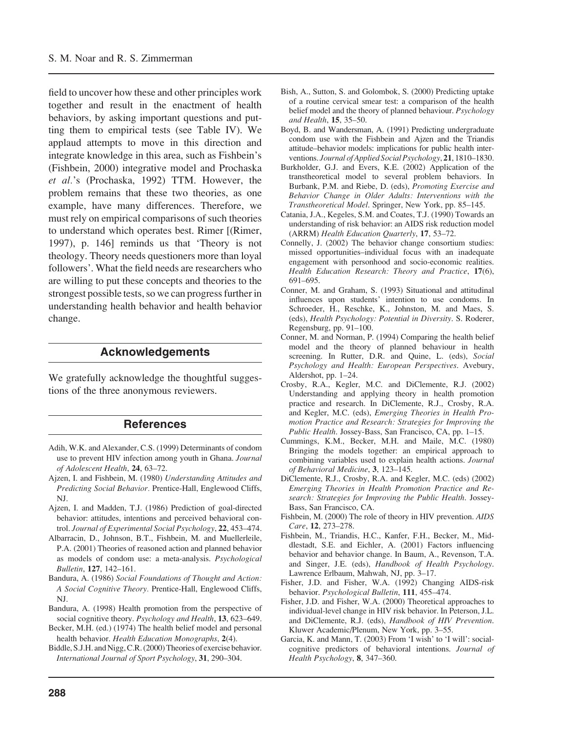field to uncover how these and other principles work together and result in the enactment of health behaviors, by asking important questions and putting them to empirical tests (see Table IV). We applaud attempts to move in this direction and integrate knowledge in this area, such as Fishbein's (Fishbein, 2000) integrative model and Prochaska *et al*.'s (Prochaska, 1992) TTM. However, the problem remains that these two theories, as one example, have many differences. Therefore, we must rely on empirical comparisons of such theories to understand which operates best. Rimer [(Rimer, 1997), p. 146] reminds us that 'Theory is not theology. Theory needs questioners more than loyal followers'. What the field needs are researchers who are willing to put these concepts and theories to the strongest possible tests, so we can progress further in understanding health behavior and health behavior change.

## Acknowledgements

We gratefully acknowledge the thoughtful suggestions of the three anonymous reviewers.

## References

Adih, W.K. and Alexander, C.S. (1999) Determinants of condom use to prevent HIV infection among youth in Ghana. *Journal of Adolescent Health*, **24**, 63–72.

Ajzen, I. and Fishbein, M. (1980) *Understanding Attitudes and Predicting Social Behavior*. Prentice-Hall, Englewood Cliffs, NJ.

Ajzen, I. and Madden, T.J. (1986) Prediction of goal-directed behavior: attitudes, intentions and perceived behavioral control. *Journal of Experimental Social Psychology*, **22**, 453–474.

Albarracin, D., Johnson, B.T., Fishbein, M. and Muellerleile, P.A. (2001) Theories of reasoned action and planned behavior as models of condom use: a meta-analysis. *Psychological Bulletin*, **127**, 142–161.

Bandura, A. (1986) *Social Foundations of Thought and Action: A Social Cognitive Theory*. Prentice-Hall, Englewood Cliffs, NJ.

Bandura, A. (1998) Health promotion from the perspective of social cognitive theory. *Psychology and Health*, **13**, 623–649.

Becker, M.H. (ed.) (1974) The health belief model and personal health behavior. *Health Education Monographs*, **2**(4).

Biddle, S.J.H. and Nigg, C.R. (2000) Theories of exercise behavior. *International Journal of Sport Psychology*, **31**, 290–304.

Bish, A., Sutton, S. and Golombok, S. (2000) Predicting uptake of a routine cervical smear test: a comparison of the health belief model and the theory of planned behaviour. *Psychology and Health*, **15**, 35–50.

Boyd, B. and Wandersman, A. (1991) Predicting undergraduate condom use with the Fishbein and Ajzen and the Triandis attitude–behavior models: implications for public health interventions. *Journal of Applied Social Psychology*, **21**, 1810–1830.

Burkholder, G.J. and Evers, K.E. (2002) Application of the transtheoretical model to several problem behaviors. In Burbank, P.M. and Riebe, D. (eds), *Promoting Exercise and Behavior Change in Older Adults: Interventions with the Transtheoretical Model*. Springer, New York, pp. 85–145.

Catania, J.A., Kegeles, S.M. and Coates, T.J. (1990) Towards an understanding of risk behavior: an AIDS risk reduction model (ARRM) *Health Education Quarterly*, **17**, 53–72.

Connelly, J. (2002) The behavior change consortium studies: missed opportunities–individual focus with an inadequate engagement with personhood and socio-economic realities. *Health Education Research: Theory and Practice*, **17**(6), 691–695.

Conner, M. and Graham, S. (1993) Situational and attitudinal influences upon students' intention to use condoms. In Schroeder, H., Reschke, K., Johnston, M. and Maes, S. (eds), *Health Psychology: Potential in Diversity*. S. Roderer, Regensburg, pp. 91–100.

Conner, M. and Norman, P. (1994) Comparing the health belief model and the theory of planned behaviour in health screening. In Rutter, D.R. and Quine, L. (eds), *Social Psychology and Health: European Perspectives*. Avebury, Aldershot, pp. 1–24.

Crosby, R.A., Kegler, M.C. and DiClemente, R.J. (2002) Understanding and applying theory in health promotion practice and research. In DiClemente, R.J., Crosby, R.A. and Kegler, M.C. (eds), *Emerging Theories in Health Promotion Practice and Research: Strategies for Improving the Public Health*. Jossey-Bass, San Francisco, CA, pp. 1–15.

Cummings, K.M., Becker, M.H. and Maile, M.C. (1980) Bringing the models together: an empirical approach to combining variables used to explain health actions. *Journal of Behavioral Medicine*, **3**, 123–145.

DiClemente, R.J., Crosby, R.A. and Kegler, M.C. (eds) (2002) *Emerging Theories in Health Promotion Practice and Research: Strategies for Improving the Public Health*. Jossey-Bass, San Francisco, CA.

Fishbein, M. (2000) The role of theory in HIV prevention. *AIDS Care*, **12**, 273–278.

Fishbein, M., Triandis, H.C., Kanfer, F.H., Becker, M., Middlestadt, S.E. and Eichler, A. (2001) Factors influencing behavior and behavior change. In Baum, A., Revenson, T.A. and Singer, J.E. (eds), *Handbook of Health Psychology*. Lawrence Erlbaum, Mahwah, NJ, pp. 3–17.

Fisher, J.D. and Fisher, W.A. (1992) Changing AIDS-risk behavior. *Psychological Bulletin*, **111**, 455–474.

Fisher, J.D. and Fisher, W.A. (2000) Theoretical approaches to individual-level change in HIV risk behavior. In Peterson, J.L. and DiClemente, R.J. (eds), *Handbook of HIV Prevention*. Kluwer Academic/Plenum, New York, pp. 3–55.

Garcia, K. and Mann, T. (2003) From 'I wish' to 'I will': social-cognitive predictors of behavioral intentions. *Journal of Health Psychology*, **8**, 347–360.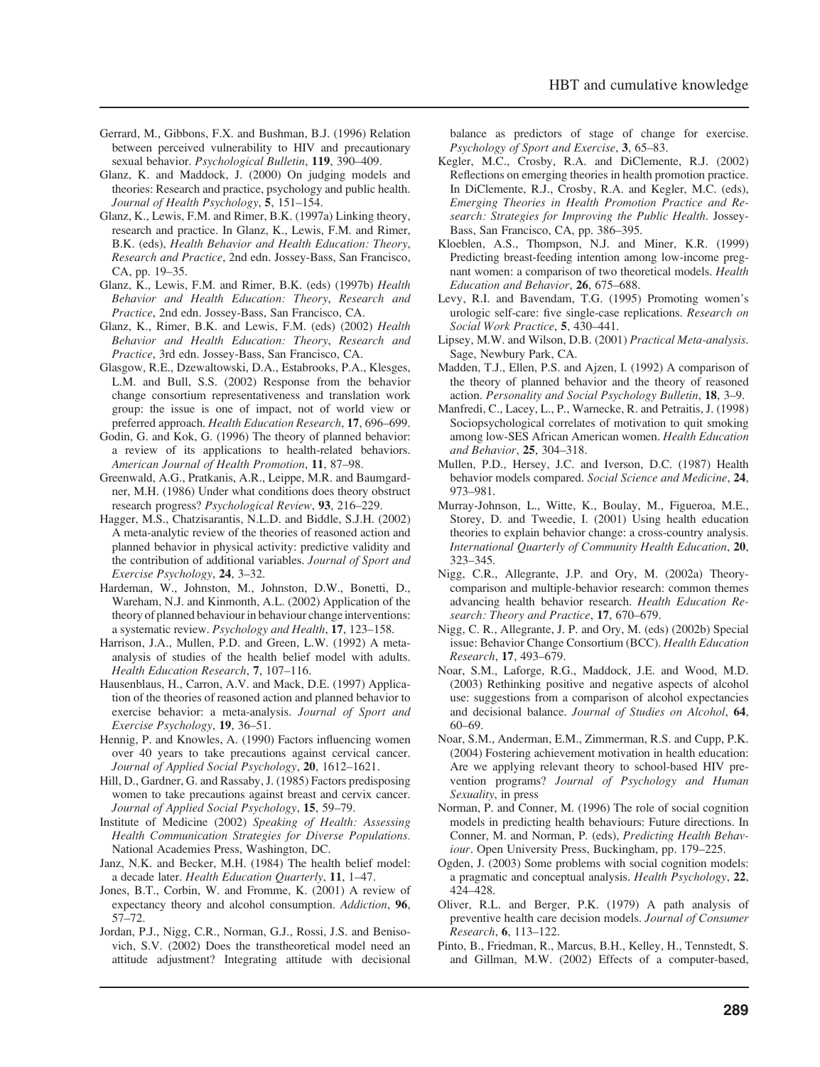Gerrard, M., Gibbons, F.X. and Bushman, B.J. (1996) Relation between perceived vulnerability to HIV and precautionary sexual behavior. *Psychological Bulletin*, **119**, 390–409.

Glanz, K. and Maddock, J. (2000) On judging models and theories: Research and practice, psychology and public health. *Journal of Health Psychology*, **5**, 151–154.

Glanz, K., Lewis, F.M. and Rimer, B.K. (1997a) Linking theory, research and practice. In Glanz, K., Lewis, F.M. and Rimer, B.K. (eds), *Health Behavior and Health Education: Theory, Research and Practice*, 2nd edn. Jossey-Bass, San Francisco, CA, pp. 19–35.

Glanz, K., Lewis, F.M. and Rimer, B.K. (eds) (1997b) *Health Behavior and Health Education: Theory, Research and Practice*, 2nd edn. Jossey-Bass, San Francisco, CA.

Glanz, K., Rimer, B.K. and Lewis, F.M. (eds) (2002) *Health Behavior and Health Education: Theory, Research and Practice*, 3rd edn. Jossey-Bass, San Francisco, CA.

Glasgow, R.E., Dzewaltowski, D.A., Estabrooks, P.A., Klesges, L.M. and Bull, S.S. (2002) Response from the behavior change consortium representativeness and translation work group: the issue is one of impact, not of world view or preferred approach. *Health Education Research*, **17**, 696–699.

Godin, G. and Kok, G. (1996) The theory of planned behavior: a review of its applications to health-related behaviors. *American Journal of Health Promotion*, **11**, 87–98.

Greenwald, A.G., Pratkanis, A.R., Leippe, M.R. and Baumgardner, M.H. (1986) Under what conditions does theory obstruct research progress? *Psychological Review*, **93**, 216–229.

Hagger, M.S., Chatzisarantis, N.L.D. and Biddle, S.J.H. (2002) A meta-analytic review of the theories of reasoned action and planned behavior in physical activity: predictive validity and the contribution of additional variables. *Journal of Sport and Exercise Psychology*, **24**, 3–32.

Hardeman, W., Johnston, M., Johnston, D.W., Bonetti, D., Wareham, N.J. and Kinmonth, A.L. (2002) Application of the theory of planned behaviour in behaviour change interventions: a systematic review. *Psychology and Health*, **17**, 123–158.

Harrison, J.A., Mullen, P.D. and Green, L.W. (1992) A meta-analysis of studies of the health belief model with adults. *Health Education Research*, **7**, 107–116.

Hausenblaus, H., Carron, A.V. and Mack, D.E. (1997) Application of the theories of reasoned action and planned behavior to exercise behavior: a meta-analysis. *Journal of Sport and Exercise Psychology*, **19**, 36–51.

Hennig, P. and Knowles, A. (1990) Factors influencing women over 40 years to take precautions against cervical cancer. *Journal of Applied Social Psychology*, **20**, 1612–1621.

Hill, D., Gardner, G. and Rassaby, J. (1985) Factors predisposing women to take precautions against breast and cervix cancer. *Journal of Applied Social Psychology*, **15**, 59–79.

Institute of Medicine (2002) *Speaking of Health: Assessing Health Communication Strategies for Diverse Populations.* National Academies Press, Washington, DC.

Janz, N.K. and Becker, M.H. (1984) The health belief model: a decade later. *Health Education Quarterly*, **11**, 1–47.

Jones, B.T., Corbin, W. and Fromme, K. (2001) A review of expectancy theory and alcohol consumption. *Addiction*, **96**, 57–72.

Jordan, P.J., Nigg, C.R., Norman, G.J., Rossi, J.S. and Benisovich, S.V. (2002) Does the transtheoretical model need an attitude adjustment? Integrating attitude with decisional balance as predictors of stage of change for exercise. *Psychology of Sport and Exercise*, **3**, 65–83.

Kegler, M.C., Crosby, R.A. and DiClemente, R.J. (2002) Reflections on emerging theories in health promotion practice. In DiClemente, R.J., Crosby, R.A. and Kegler, M.C. (eds), *Emerging Theories in Health Promotion Practice and Research: Strategies for Improving the Public Health*. Jossey-Bass, San Francisco, CA, pp. 386–395.

Kloeblen, A.S., Thompson, N.J. and Miner, K.R. (1999) Predicting breast-feeding intention among low-income pregnant women: a comparison of two theoretical models. *Health Education and Behavior*, **26**, 675–688.

Levy, R.I. and Bavendam, T.G. (1995) Promoting women's urologic self-care: five single-case replications. *Research on Social Work Practice*, **5**, 430–441.

Lipsey, M.W. and Wilson, D.B. (2001) *Practical Meta-analysis*. Sage, Newbury Park, CA.

Madden, T.J., Ellen, P.S. and Ajzen, I. (1992) A comparison of the theory of planned behavior and the theory of reasoned action. *Personality and Social Psychology Bulletin*, **18**, 3–9.

Manfredi, C., Lacey, L., P., Warnecke, R. and Petraitis, J. (1998) Sociopsychological correlates of motivation to quit smoking among low-SES African American women. *Health Education and Behavior*, **25**, 304–318.

Mullen, P.D., Hersey, J.C. and Iverson, D.C. (1987) Health behavior models compared. *Social Science and Medicine*, **24**, 973–981.

Murray-Johnson, L., Witte, K., Boulay, M., Figueroa, M.E., Storey, D. and Tweedie, I. (2001) Using health education theories to explain behavior change: a cross-country analysis. *International Quarterly of Community Health Education*, **20**, 323–345.

Nigg, C.R., Allegrante, J.P. and Ory, M. (2002a) Theory-comparison and multiple-behavior research: common themes advancing health behavior research. *Health Education Research: Theory and Practice*, **17**, 670–679.

Nigg, C. R., Allegrante, J. P. and Ory, M. (eds) (2002b) Special issue: Behavior Change Consortium (BCC). *Health Education Research*, **17**, 493–679.

Noar, S.M., Laforge, R.G., Maddock, J.E. and Wood, M.D. (2003) Rethinking positive and negative aspects of alcohol use: suggestions from a comparison of alcohol expectancies and decisional balance. *Journal of Studies on Alcohol*, **64**, 60–69.

Noar, S.M., Anderman, E.M., Zimmerman, R.S. and Cupp, P.K. (2004) Fostering achievement motivation in health education: Are we applying relevant theory to school-based HIV prevention programs? *Journal of Psychology and Human Sexuality*, in press

Norman, P. and Conner, M. (1996) The role of social cognition models in predicting health behaviours: Future directions. In Conner, M. and Norman, P. (eds), *Predicting Health Behaviour*. Open University Press, Buckingham, pp. 179–225.

Ogden, J. (2003) Some problems with social cognition models: a pragmatic and conceptual analysis. *Health Psychology*, **22**, 424–428.

Oliver, R.L. and Berger, P.K. (1979) A path analysis of preventive health care decision models. *Journal of Consumer Research*, **6**, 113–122.

Pinto, B., Friedman, R., Marcus, B.H., Kelley, H., Tennstedt, S. and Gillman, M.W. (2002) Effects of a computer-based,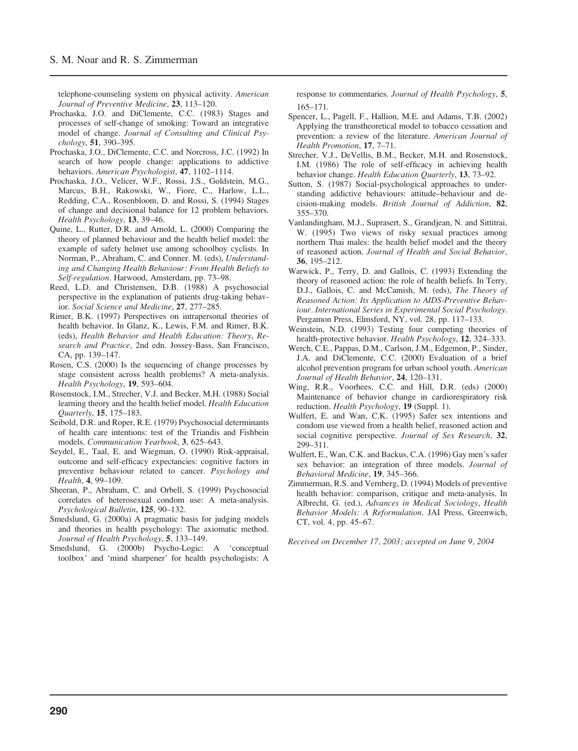telephone-counseling system on physical activity. *American Journal of Preventive Medicine*, **23**, 113–120.

Prochaska, J.O. and DiClemente, C.C. (1983) Stages and processes of self-change of smoking: Toward an integrative model of change. *Journal of Consulting and Clinical Psychology*, **51**, 390–395.

Prochaska, J.O., DiClemente, C.C. and Norcross, J.C. (1992) In search of how people change: applications to addictive behaviors. *American Psychologist*, **47**, 1102–1114.

Prochaska, J.O., Velicer, W.F., Rossi, J.S., Goldstein, M.G., Marcus, B.H., Rakowski, W., Fiore, C., Harlow, L.L., Redding, C.A., Rosenbloom, D. and Rossi, S. (1994) Stages of change and decisional balance for 12 problem behaviors. *Health Psychology*, **13**, 39–46.

Quine, L., Rutter, D.R. and Arnold, L. (2000) Comparing the theory of planned behaviour and the health belief model: the example of safety helmet use among schoolboy cyclists. In Norman, P., Abraham, C. and Conner. M. (eds), *Understanding and Changing Health Behaviour: From Health Beliefs to Self-regulation*. Harwood, Amsterdam, pp. 73–98.

Reed, L.D. and Christensen, D.B. (1988) A psychosocial perspective in the explanation of patients drug-taking behavior. *Social Science and Medicine*, **27**, 277–285.

Rimer, B.K. (1997) Perspectives on intrapersonal theories of health behavior. In Glanz, K., Lewis, F.M. and Rimer, B.K. (eds), *Health Behavior and Health Education: Theory, Research and Practice*, 2nd edn. Jossey-Bass, San Francisco, CA, pp. 139–147.

Rosen, C.S. (2000) Is the sequencing of change processes by stage consistent across health problems? A meta-analysis. *Health Psychology*, **19**, 593–604.

Rosenstock, I.M., Strecher, V.J. and Becker, M.H. (1988) Social learning theory and the health belief model. *Health Education Quarterly*, **15**, 175–183.

Seibold, D.R. and Roper, R.E. (1979) Psychosocial determinants of health care intentions: test of the Triandis and Fishbein models. *Communication Yearbook*, **3**, 625–643.

Seydel, E., Taal, E. and Wiegman, O. (1990) Risk-appraisal, outcome and self-efficacy expectancies: cognitive factors in preventive behaviour related to cancer. *Psychology and Health*, **4**, 99–109.

Sheeran, P., Abraham, C. and Orbell, S. (1999) Psychosocial correlates of heterosexual condom use: A meta-analysis. *Psychological Bulletin*, **125**, 90–132.

Smedslund, G. (2000a) A pragmatic basis for judging models and theories in health psychology: The axiomatic method. *Journal of Health Psychology*, **5**, 133–149.

Smedslund, G. (2000b) Psycho-Logic: A 'conceptual toolbox' and 'mind sharpener' for health psychologists: A response to commentaries. *Journal of Health Psychology*, **5**, 165–171.

Spencer, L., Pagell, F., Hallion, M.E. and Adams, T.B. (2002) Applying the transtheoretical model to tobacco cessation and prevention: a review of the literature. *American Journal of Health Promotion*, **17**, 7–71.

Strecher, V.J., DeVellis, B.M., Becker, M.H. and Rosenstock, I.M. (1986) The role of self-efficacy in achieving health behavior change. *Health Education Quarterly*, **13**, 73–92.

Sutton, S. (1987) Social-psychological approaches to understanding addictive behaviours: attitude–behaviour and decision-making models. *British Journal of Addiction*, **82**, 355–370.

Vanlandingham, M.J., Suprasert, S., Grandjean, N. and Sittitrai, W. (1995) Two views of risky sexual practices among northern Thai males: the health belief model and the theory of reasoned action. *Journal of Health and Social Behavior*, **36**, 195–212.

Warwick, P., Terry, D. and Gallois, C. (1993) Extending the theory of reasoned action: the role of health beliefs. In Terry, D.J., Gallois, C. and McCamish, M. (eds), *The Theory of Reasoned Action: Its Application to AIDS-Preventive Behaviour. International Series in Experimental Social Psychology*. Pergamon Press, Elmsford, NY, vol. 28, pp. 117–133.

Weinstein, N.D. (1993) Testing four competing theories of health-protective behavior. *Health Psychology*, **12**, 324–333.

Werch, C.E., Pappas, D.M., Carlson, J.M., Edgemon, P., Sinder, J.A. and DiClemente, C.C. (2000) Evaluation of a brief alcohol prevention program for urban school youth. *American Journal of Health Behavior*, **24**, 120–131.

Wing, R.R., Voorhees, C.C. and Hill, D.R. (eds) (2000) Maintenance of behavior change in cardiorespiratory risk reduction. *Health Psychology*, **19** (Suppl. 1).

Wulfert, E. and Wan, C.K. (1995) Safer sex intentions and condom use viewed from a health belief, reasoned action and social cognitive perspective. *Journal of Sex Research*, **32**, 299–311.

Wulfert, E., Wan, C.K. and Backus, C.A. (1996) Gay men's safer sex behavior: an integration of three models. *Journal of Behavioral Medicine*, **19**, 345–366.

Zimmerman, R.S. and Vernberg, D. (1994) Models of preventive health behavior: comparison, critique and meta-analysis. In Albrecht, G. (ed.), *Advances in Medical Sociology, Health Behavior Models: A Reformulation*. JAI Press, Greenwich, CT, vol. 4, pp. 45–67.

*Received on December 17, 2003; accepted on June 9, 2004*